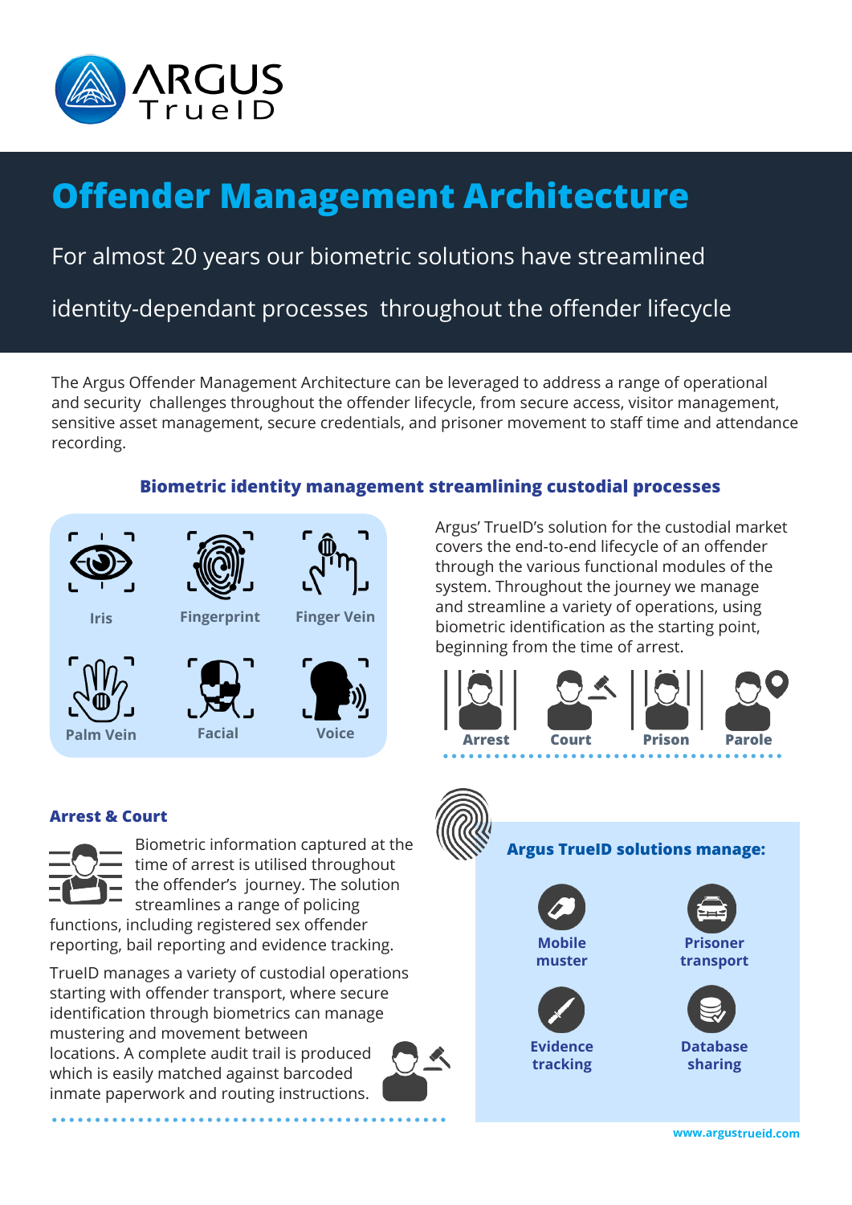ARGUS TrueID

# Offender Management Architecture

For almost 20 years our biometric solutions have streamlined identity-dependant processes throughout the offender lifecycle

The Argus Offender Management Architecture can be leveraged to address a range of operational and security challenges throughout the offender lifecycle, from secure access, visitor management, sensitive asset management, secure credentials, and prisoner movement to staff time and attendance recording.

## Biometric identity management streamlining custodial processes

- Iris
- Fingerprint
- Finger Vein
- Palm Vein
- Facial
- Voice

Argus' TrueID's solution for the custodial market covers the end-to-end lifecycle of an offender through the various functional modules of the system. Throughout the journey we manage and streamline a variety of operations, using biometric identification as the starting point, beginning from the time of arrest.

Arrest → Court → Prison → Parole

### Arrest & Court

Biometric information captured at the time of arrest is utilised throughout the offender's journey. The solution streamlines a range of policing functions, including registered sex offender reporting, bail reporting and evidence tracking.

TrueID manages a variety of custodial operations starting with offender transport, where secure identification through biometrics can manage mustering and movement between locations. A complete audit trail is produced which is easily matched against barcoded inmate paperwork and routing instructions.

### Argus TrueID solutions manage:

- Mobile muster
- Prisoner transport
- Evidence tracking
- Database sharing

www.argustrueid.com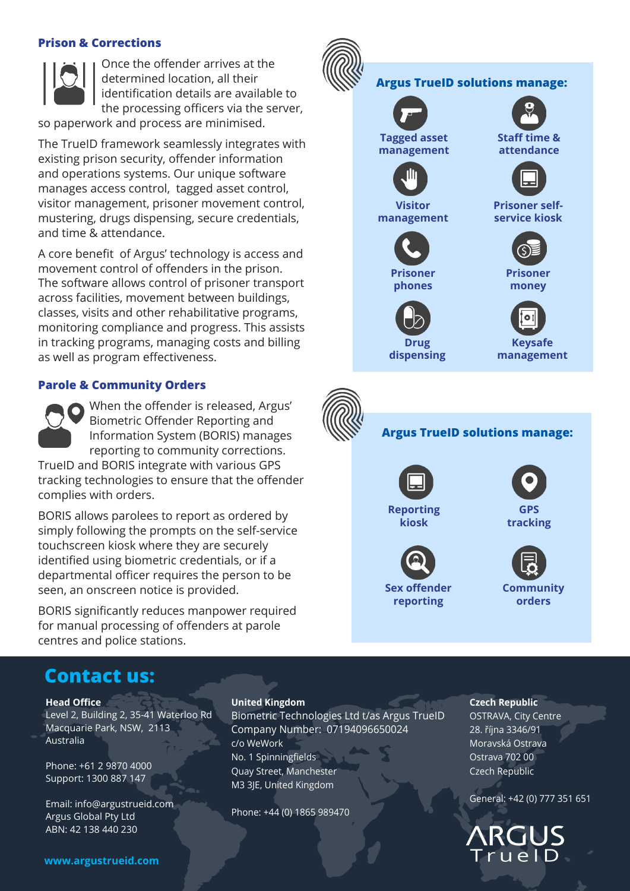## Prison & Corrections

Once the offender arrives at the determined location, all their identification details are available to the processing officers via the server, so paperwork and process are minimised.

The TrueID framework seamlessly integrates with existing prison security, offender information and operations systems. Our unique software manages access control, tagged asset control, visitor management, prisoner movement control, mustering, drugs dispensing, secure credentials, and time & attendance.

A core benefit of Argus' technology is access and movement control of offenders in the prison. The software allows control of prisoner transport across facilities, movement between buildings, classes, visits and other rehabilitative programs, monitoring compliance and progress. This assists in tracking programs, managing costs and billing as well as program effectiveness.

### Argus TrueID solutions manage:

- Tagged asset management
- Staff time & attendance
- Visitor management
- Prisoner self-service kiosk
- Prisoner phones
- Prisoner money
- Drug dispensing
- Keysafe management

## Parole & Community Orders

When the offender is released, Argus' Biometric Offender Reporting and Information System (BORIS) manages reporting to community corrections. TrueID and BORIS integrate with various GPS tracking technologies to ensure that the offender complies with orders.

BORIS allows parolees to report as ordered by simply following the prompts on the self-service touchscreen kiosk where they are securely identified using biometric credentials, or if a departmental officer requires the person to be seen, an onscreen notice is provided.

BORIS significantly reduces manpower required for manual processing of offenders at parole centres and police stations.

### Argus TrueID solutions manage:

- Reporting kiosk
- GPS tracking
- Sex offender reporting
- Community orders

## Contact us:

**Head Office**
Level 2, Building 2, 35-41 Waterloo Rd
Macquarie Park, NSW, 2113
Australia

Phone: +61 2 9870 4000
Support: 1300 887 147

Email: info@argustrueid.com
Argus Global Pty Ltd
ABN: 42 138 440 230

**United Kingdom**
Biometric Technologies Ltd t/as Argus TrueID
Company Number: 07194096650024
c/o WeWork
No. 1 Spinningfields
Quay Street, Manchester
M3 3JE, United Kingdom

Phone: +44 (0) 1865 989470

**Czech Republic**
OSTRAVA, City Centre
28. října 3346/91
Moravská Ostrava
Ostrava 702 00
Czech Republic

General: +42 (0) 777 351 651

**www.argustrueid.com**

ARGUS TrueID